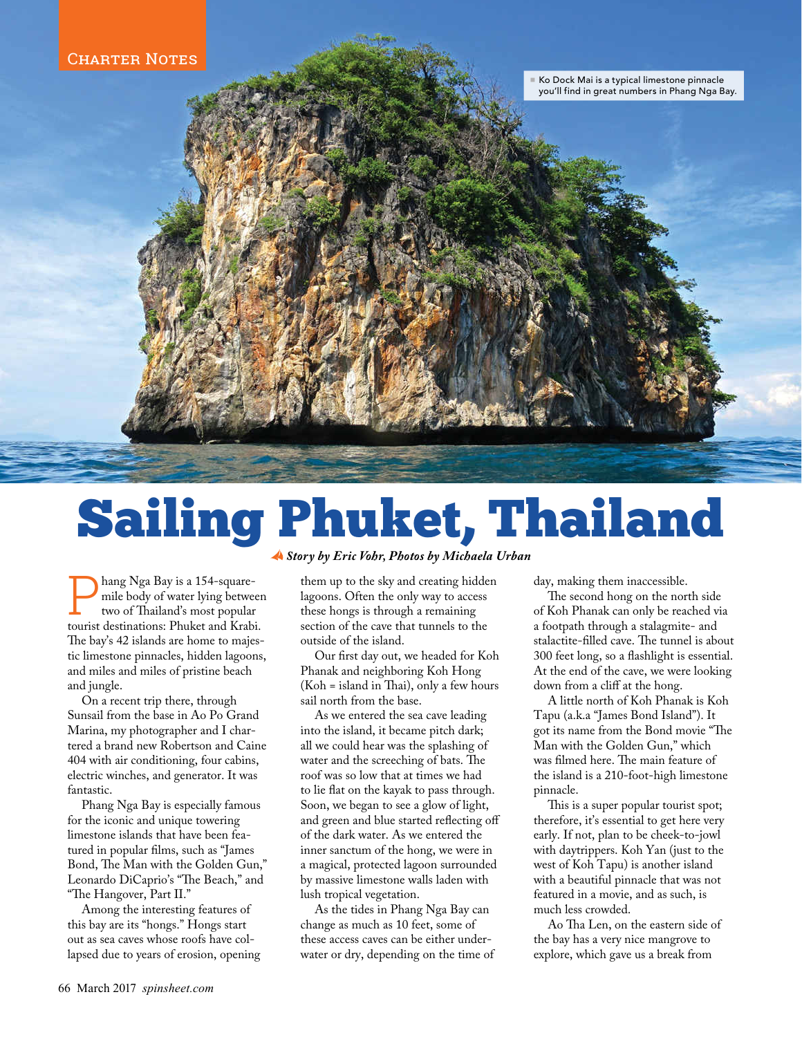Charter Notes

Ko Dock Mai is a typical limestone pinnacle you'll find in great numbers in Phang Nga Bay.

# Sailing Phuket, Thailand

*Story by Eric Vohr, Photos by Michaela Urban*

Phang Nga Bay is a 154-square-mile body of water lying between two of Thailand's most popular tourist destinations: Phuket and Krabi. The bay's 42 islands are home to majestic limestone pinnacles, hidden lagoons, and miles and miles of pristine beach and jungle.

On a recent trip there, through Sunsail from the base in Ao Po Grand Marina, my photographer and I chartered a brand new Robertson and Caine 404 with air conditioning, four cabins, electric winches, and generator. It was fantastic.

Phang Nga Bay is especially famous for the iconic and unique towering limestone islands that have been featured in popular films, such as "James Bond, The Man with the Golden Gun," Leonardo DiCaprio's "The Beach," and "The Hangover, Part II."

Among the interesting features of this bay are its "hongs." Hongs start out as sea caves whose roofs have collapsed due to years of erosion, opening them up to the sky and creating hidden lagoons. Often the only way to access these hongs is through a remaining section of the cave that tunnels to the outside of the island.

Our first day out, we headed for Koh Phanak and neighboring Koh Hong (Koh = island in Thai), only a few hours sail north from the base.

As we entered the sea cave leading into the island, it became pitch dark; all we could hear was the splashing of water and the screeching of bats. The roof was so low that at times we had to lie flat on the kayak to pass through. Soon, we began to see a glow of light, and green and blue started reflecting off of the dark water. As we entered the inner sanctum of the hong, we were in a magical, protected lagoon surrounded by massive limestone walls laden with lush tropical vegetation.

As the tides in Phang Nga Bay can change as much as 10 feet, some of these access caves can be either underwater or dry, depending on the time of day, making them inaccessible.

The second hong on the north side of Koh Phanak can only be reached via a footpath through a stalagmite- and stalactite-filled cave. The tunnel is about 300 feet long, so a flashlight is essential. At the end of the cave, we were looking down from a cliff at the hong.

A little north of Koh Phanak is Koh Tapu (a.k.a "James Bond Island"). It got its name from the Bond movie "The Man with the Golden Gun," which was filmed here. The main feature of the island is a 210-foot-high limestone pinnacle.

This is a super popular tourist spot; therefore, it's essential to get here very early. If not, plan to be cheek-to-jowl with daytrippers. Koh Yan (just to the west of Koh Tapu) is another island with a beautiful pinnacle that was not featured in a movie, and as such, is much less crowded.

Ao Tha Len, on the eastern side of the bay has a very nice mangrove to explore, which gave us a break from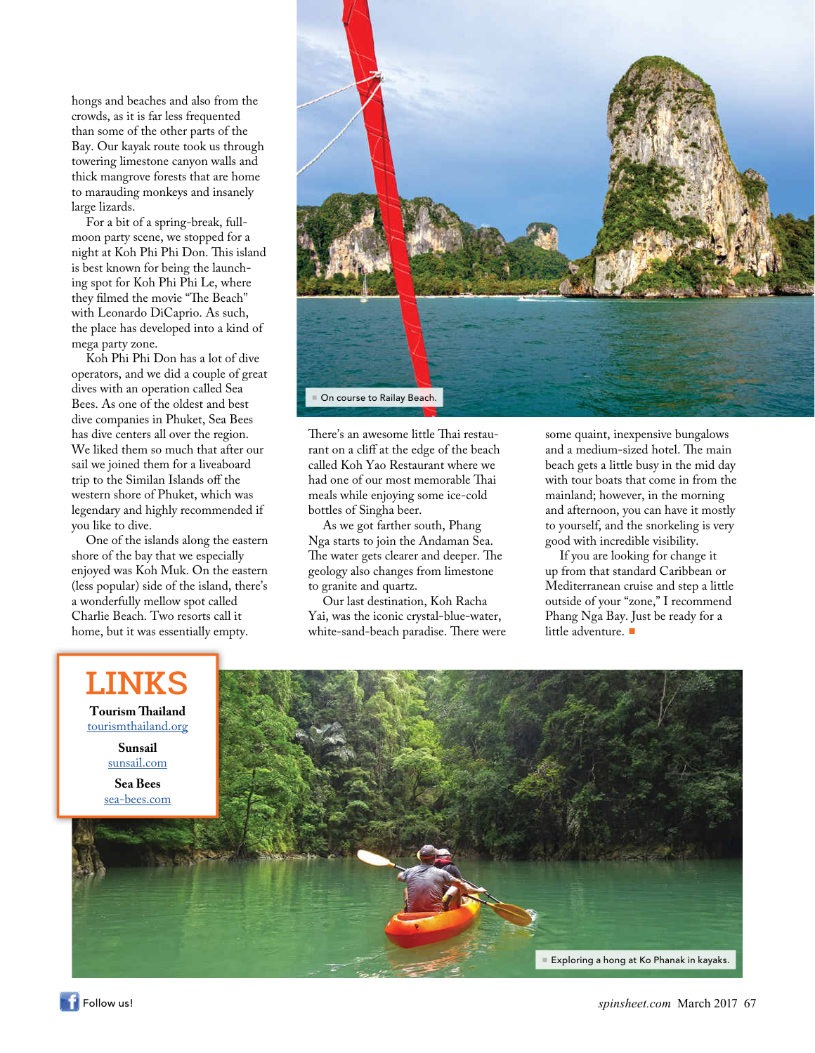hongs and beaches and also from the crowds, as it is far less frequented than some of the other parts of the Bay. Our kayak route took us through towering limestone canyon walls and thick mangrove forests that are home to marauding monkeys and insanely large lizards.

For a bit of a spring-break, full-moon party scene, we stopped for a night at Koh Phi Phi Don. This island is best known for being the launching spot for Koh Phi Phi Le, where they filmed the movie "The Beach" with Leonardo DiCaprio. As such, the place has developed into a kind of mega party zone.

Koh Phi Phi Don has a lot of dive operators, and we did a couple of great dives with an operation called Sea Bees. As one of the oldest and best dive companies in Phuket, Sea Bees has dive centers all over the region. We liked them so much that after our sail we joined them for a liveaboard trip to the Similan Islands off the western shore of Phuket, which was legendary and highly recommended if you like to dive.

One of the islands along the eastern shore of the bay that we especially enjoyed was Koh Muk. On the eastern (less popular) side of the island, there's a wonderfully mellow spot called Charlie Beach. Two resorts call it home, but it was essentially empty.

On course to Railay Beach.

There's an awesome little Thai restaurant on a cliff at the edge of the beach called Koh Yao Restaurant where we had one of our most memorable Thai meals while enjoying some ice-cold bottles of Singha beer.

As we got farther south, Phang Nga starts to join the Andaman Sea. The water gets clearer and deeper. The geology also changes from limestone to granite and quartz.

Our last destination, Koh Racha Yai, was the iconic crystal-blue-water, white-sand-beach paradise. There were some quaint, inexpensive bungalows and a medium-sized hotel. The main beach gets a little busy in the mid day with tour boats that come in from the mainland; however, in the morning and afternoon, you can have it mostly to yourself, and the snorkeling is very good with incredible visibility.

If you are looking for change it up from that standard Caribbean or Mediterranean cruise and step a little outside of your "zone," I recommend Phang Nga Bay. Just be ready for a little adventure. ■

## LINKS

**Tourism Thailand**
tourismthailand.org

**Sunsail**
sunsail.com

**Sea Bees**
sea-bees.com

Exploring a hong at Ko Phanak in kayaks.

Follow us!